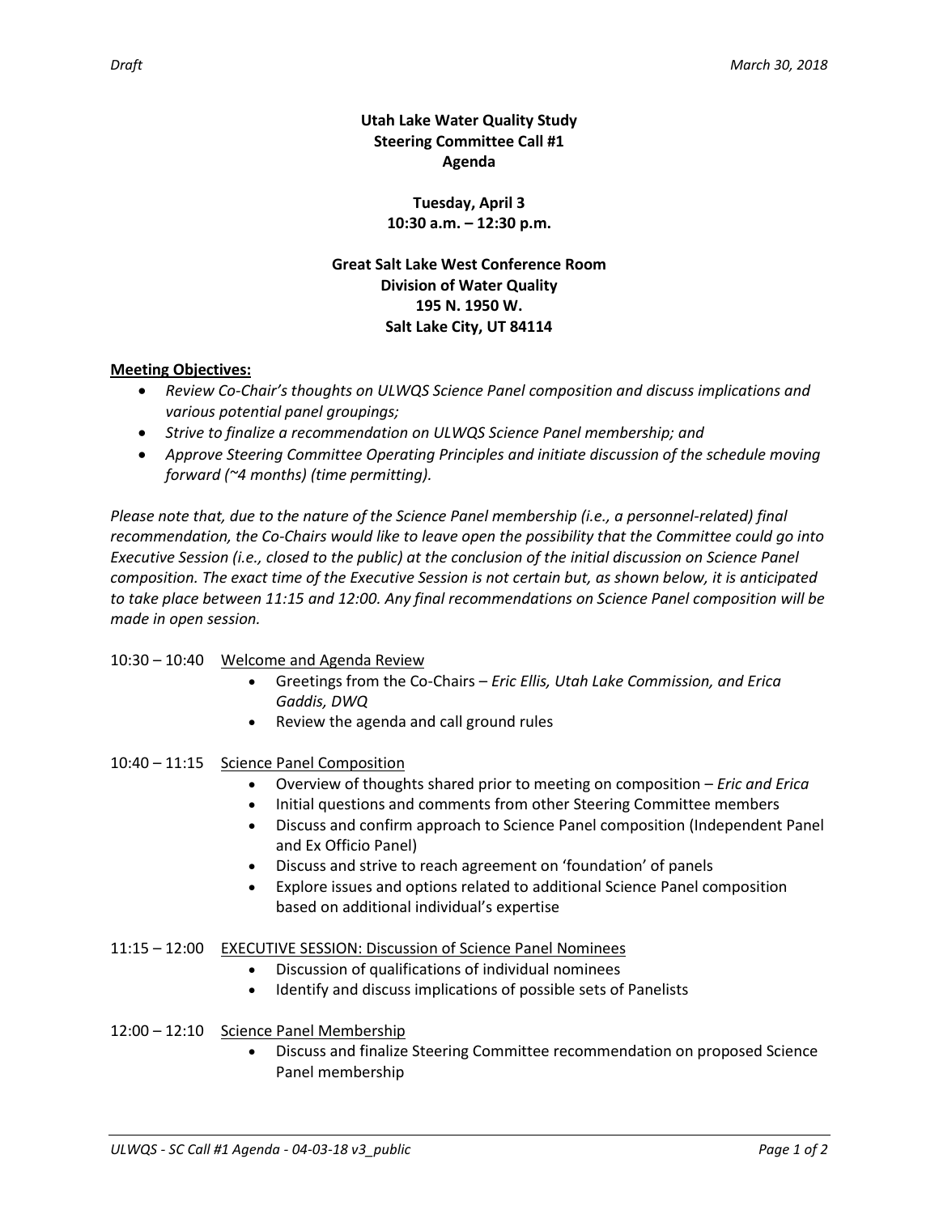Draft March 30, 2018

# Utah Lake Water Quality Study
## Steering Committee Call #1
## Agenda

**Tuesday, April 3**
**10:30 a.m. – 12:30 p.m.**

**Great Salt Lake West Conference Room**
**Division of Water Quality**
**195 N. 1950 W.**
**Salt Lake City, UT 84114**

**Meeting Objectives:**

- *Review Co-Chair's thoughts on ULWQS Science Panel composition and discuss implications and various potential panel groupings;*
- *Strive to finalize a recommendation on ULWQS Science Panel membership; and*
- *Approve Steering Committee Operating Principles and initiate discussion of the schedule moving forward (~4 months) (time permitting).*

*Please note that, due to the nature of the Science Panel membership (i.e., a personnel-related) final recommendation, the Co-Chairs would like to leave open the possibility that the Committee could go into Executive Session (i.e., closed to the public) at the conclusion of the initial discussion on Science Panel composition. The exact time of the Executive Session is not certain but, as shown below, it is anticipated to take place between 11:15 and 12:00. Any final recommendations on Science Panel composition will be made in open session.*

10:30 – 10:40 Welcome and Agenda Review

- Greetings from the Co-Chairs – *Eric Ellis, Utah Lake Commission, and Erica Gaddis, DWQ*
- Review the agenda and call ground rules

10:40 – 11:15 Science Panel Composition

- Overview of thoughts shared prior to meeting on composition – *Eric and Erica*
- Initial questions and comments from other Steering Committee members
- Discuss and confirm approach to Science Panel composition (Independent Panel and Ex Officio Panel)
- Discuss and strive to reach agreement on 'foundation' of panels
- Explore issues and options related to additional Science Panel composition based on additional individual's expertise

11:15 – 12:00 EXECUTIVE SESSION: Discussion of Science Panel Nominees

- Discussion of qualifications of individual nominees
- Identify and discuss implications of possible sets of Panelists

12:00 – 12:10 Science Panel Membership

- Discuss and finalize Steering Committee recommendation on proposed Science Panel membership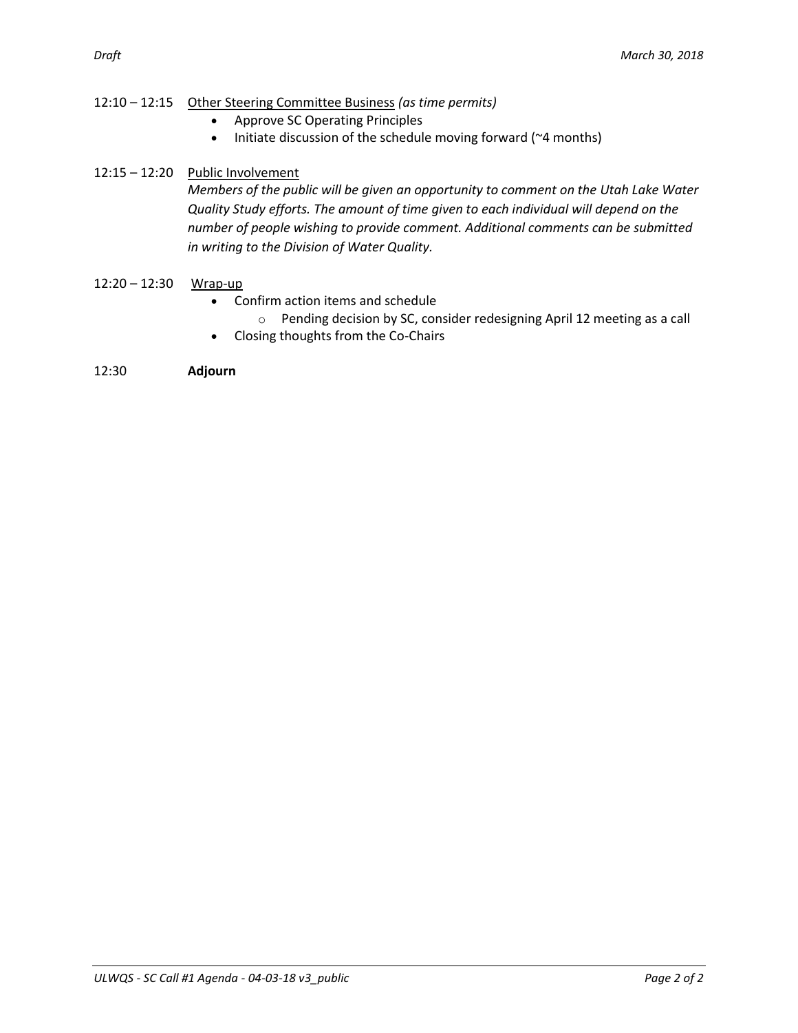12:10 – 12:15 Other Steering Committee Business *(as time permits)*

- Approve SC Operating Principles
- Initiate discussion of the schedule moving forward (~4 months)

12:15 – 12:20 Public Involvement

*Members of the public will be given an opportunity to comment on the Utah Lake Water Quality Study efforts. The amount of time given to each individual will depend on the number of people wishing to provide comment. Additional comments can be submitted in writing to the Division of Water Quality.*

12:20 – 12:30 Wrap-up

- Confirm action items and schedule
  - Pending decision by SC, consider redesigning April 12 meeting as a call
- Closing thoughts from the Co-Chairs

12:30 **Adjourn**